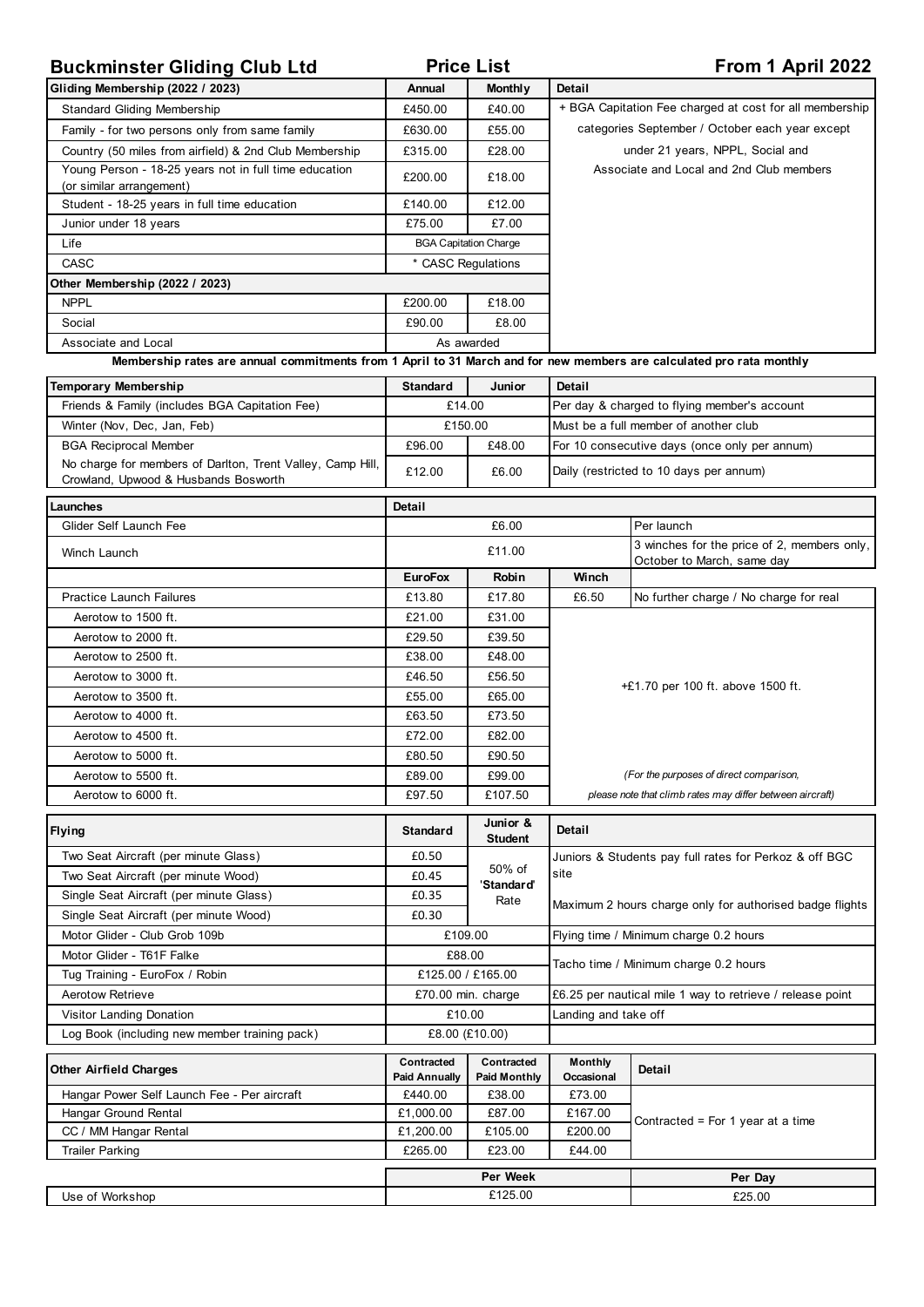# Buckminster Gliding Club Ltd

**Price List** — **From 1 April 2022**

| Gliding Membership (2022 / 2023) | Annual | Monthly | Detail |
|---|---|---|---|
| Standard Gliding Membership | £450.00 | £40.00 | + BGA Capitation Fee charged at cost for all membership categories September / October each year except under 21 years, NPPL, Social and Associate and Local and 2nd Club members |
| Family - for two persons only from same family | £630.00 | £55.00 | |
| Country (50 miles from airfield) & 2nd Club Membership | £315.00 | £28.00 | |
| Young Person - 18-25 years not in full time education (or similar arrangement) | £200.00 | £18.00 | |
| Student - 18-25 years in full time education | £140.00 | £12.00 | |
| Junior under 18 years | £75.00 | £7.00 | |
| Life | BGA Capitation Charge | | |
| CASC | * CASC Regulations | | |
| **Other Membership (2022 / 2023)** | | | |
| NPPL | £200.00 | £18.00 | |
| Social | £90.00 | £8.00 | |
| Associate and Local | As awarded | | |

**Membership rates are annual commitments from 1 April to 31 March and for new members are calculated pro rata monthly**

| Temporary Membership | Standard | Junior | Detail |
|---|---|---|---|
| Friends & Family (includes BGA Capitation Fee) | £14.00 | | Per day & charged to flying member's account |
| Winter (Nov, Dec, Jan, Feb) | £150.00 | | Must be a full member of another club |
| BGA Reciprocal Member | £96.00 | £48.00 | For 10 consecutive days (once only per annum) |
| No charge for members of Darlton, Trent Valley, Camp Hill, Crowland, Upwood & Husbands Bosworth | £12.00 | £6.00 | Daily (restricted to 10 days per annum) |

| Launches | Detail | | | |
|---|---|---|---|---|
| Glider Self Launch Fee | £6.00 | | | Per launch |
| Winch Launch | £11.00 | | | 3 winches for the price of 2, members only, October to March, same day |
| | EuroFox | Robin | Winch | |
| Practice Launch Failures | £13.80 | £17.80 | £6.50 | No further charge / No charge for real |
| Aerotow to 1500 ft. | £21.00 | £31.00 | +£1.70 per 100 ft. above 1500 ft. | |
| Aerotow to 2000 ft. | £29.50 | £39.50 | | |
| Aerotow to 2500 ft. | £38.00 | £48.00 | | |
| Aerotow to 3000 ft. | £46.50 | £56.50 | | |
| Aerotow to 3500 ft. | £55.00 | £65.00 | | |
| Aerotow to 4000 ft. | £63.50 | £73.50 | | |
| Aerotow to 4500 ft. | £72.00 | £82.00 | | |
| Aerotow to 5000 ft. | £80.50 | £90.50 | | |
| Aerotow to 5500 ft. | £89.00 | £99.00 | *(For the purposes of direct comparison, please note that climb rates may differ between aircraft)* | |
| Aerotow to 6000 ft. | £97.50 | £107.50 | | |

| Flying | Standard | Junior & Student | Detail |
|---|---|---|---|
| Two Seat Aircraft (per minute Glass) | £0.50 | 50% of 'Standard' Rate | Juniors & Students pay full rates for Perkoz & off BGC site |
| Two Seat Aircraft (per minute Wood) | £0.45 | | |
| Single Seat Aircraft (per minute Glass) | £0.35 | | Maximum 2 hours charge only for authorised badge flights |
| Single Seat Aircraft (per minute Wood) | £0.30 | | |
| Motor Glider - Club Grob 109b | £109.00 | | Flying time / Minimum charge 0.2 hours |
| Motor Glider - T61F Falke | £88.00 | | Tacho time / Minimum charge 0.2 hours |
| Tug Training - EuroFox / Robin | £125.00 / £165.00 | | |
| Aerotow Retrieve | £70.00 min. charge | | £6.25 per nautical mile 1 way to retrieve / release point |
| Visitor Landing Donation | £10.00 | | Landing and take off |
| Log Book (including new member training pack) | £8.00 (£10.00) | | |

| Other Airfield Charges | Contracted Paid Annually | Contracted Paid Monthly | Monthly Occasional | Detail |
|---|---|---|---|---|
| Hangar Power Self Launch Fee - Per aircraft | £440.00 | £38.00 | £73.00 | Contracted = For 1 year at a time |
| Hangar Ground Rental | £1,000.00 | £87.00 | £167.00 | |
| CC / MM Hangar Rental | £1,200.00 | £105.00 | £200.00 | |
| Trailer Parking | £265.00 | £23.00 | £44.00 | |

| | Per Week | Per Day |
|---|---|---|
| Use of Workshop | £125.00 | £25.00 |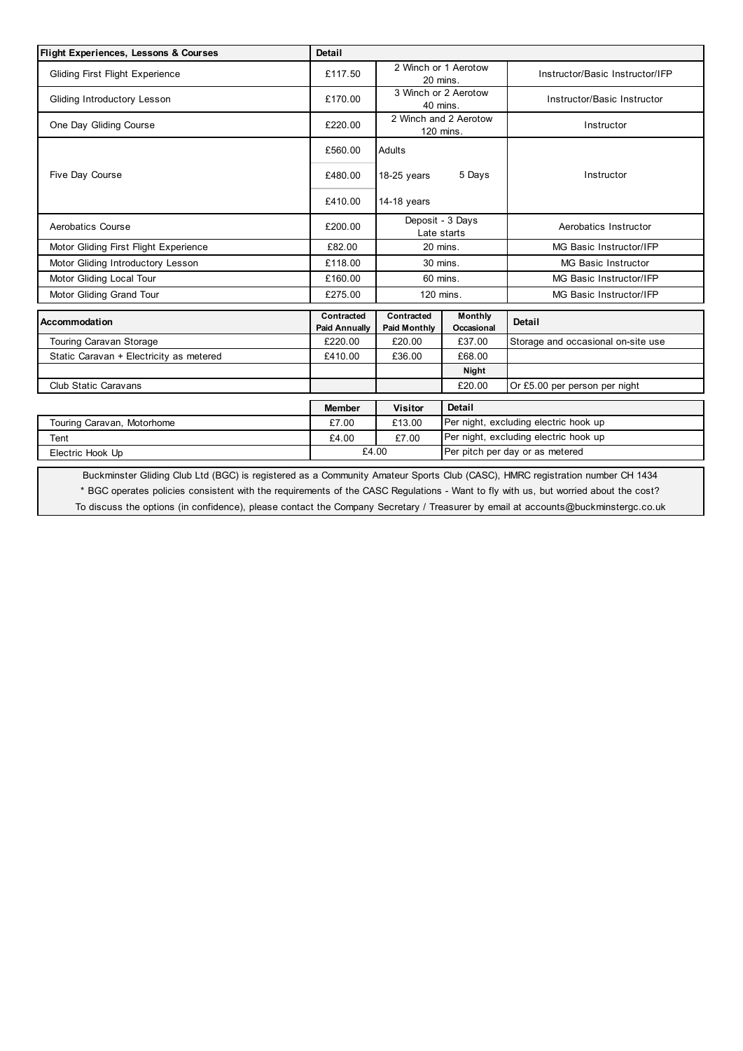| Flight Experiences, Lessons & Courses | Detail | | |
|---|---|---|---|
| Gliding First Flight Experience | £117.50 | 2 Winch or 1 Aerotow 20 mins. | Instructor/Basic Instructor/IFP |
| Gliding Introductory Lesson | £170.00 | 3 Winch or 2 Aerotow 40 mins. | Instructor/Basic Instructor |
| One Day Gliding Course | £220.00 | 2 Winch and 2 Aerotow 120 mins. | Instructor |
| Five Day Course | £560.00 | Adults | Instructor |
| | £480.00 | 18-25 years 5 Days | |
| | £410.00 | 14-18 years | |
| Aerobatics Course | £200.00 | Deposit - 3 Days Late starts | Aerobatics Instructor |
| Motor Gliding First Flight Experience | £82.00 | 20 mins. | MG Basic Instructor/IFP |
| Motor Gliding Introductory Lesson | £118.00 | 30 mins. | MG Basic Instructor |
| Motor Gliding Local Tour | £160.00 | 60 mins. | MG Basic Instructor/IFP |
| Motor Gliding Grand Tour | £275.00 | 120 mins. | MG Basic Instructor/IFP |

| Accommodation | Contracted Paid Annually | Contracted Paid Monthly | Monthly Occasional | Detail |
|---|---|---|---|---|
| Touring Caravan Storage | £220.00 | £20.00 | £37.00 | Storage and occasional on-site use |
| Static Caravan + Electricity as metered | £410.00 | £36.00 | £68.00 | |
| | | | Night | |
| Club Static Caravans | | | £20.00 | Or £5.00 per person per night |

| | Member | Visitor | Detail |
|---|---|---|---|
| Touring Caravan, Motorhome | £7.00 | £13.00 | Per night, excluding electric hook up |
| Tent | £4.00 | £7.00 | Per night, excluding electric hook up |
| Electric Hook Up | £4.00 | | Per pitch per day or as metered |

Buckminster Gliding Club Ltd (BGC) is registered as a Community Amateur Sports Club (CASC), HMRC registration number CH 1434

* BGC operates policies consistent with the requirements of the CASC Regulations - Want to fly with us, but worried about the cost?

To discuss the options (in confidence), please contact the Company Secretary / Treasurer by email at accounts@buckminstergc.co.uk